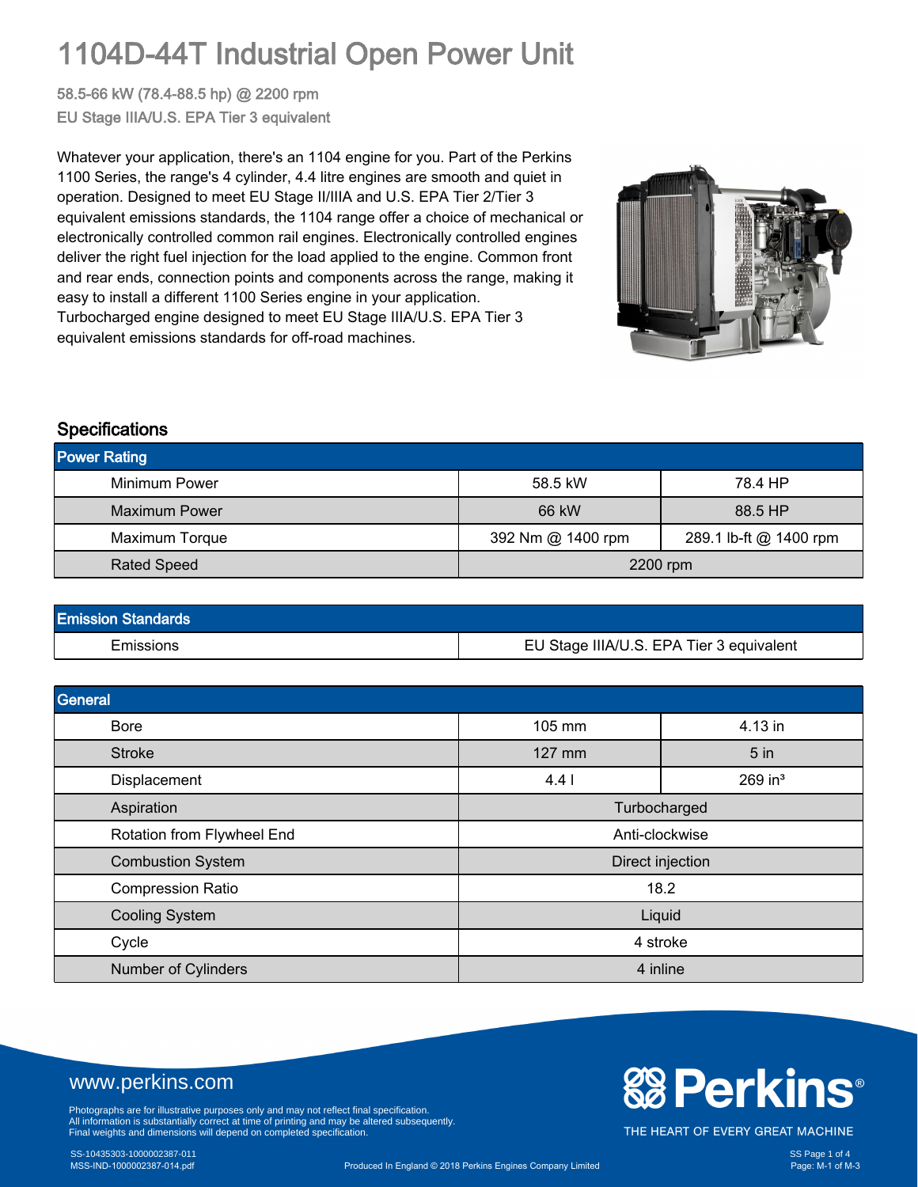# 1104D-44T Industrial Open Power Unit

58.5-66 kW (78.4-88.5 hp) @ 2200 rpm

EU Stage IIIA/U.S. EPA Tier 3 equivalent

Whatever your application, there's an 1104 engine for you. Part of the Perkins 1100 Series, the range's 4 cylinder, 4.4 litre engines are smooth and quiet in operation. Designed to meet EU Stage II/IIIA and U.S. EPA Tier 2/Tier 3 equivalent emissions standards, the 1104 range offer a choice of mechanical or electronically controlled common rail engines. Electronically controlled engines deliver the right fuel injection for the load applied to the engine. Common front and rear ends, connection points and components across the range, making it easy to install a different 1100 Series engine in your application. Turbocharged engine designed to meet EU Stage IIIA/U.S. EPA Tier 3 equivalent emissions standards for off-road machines.

## Specifications

| Power Rating | | |
|---|---|---|
| Minimum Power | 58.5 kW | 78.4 HP |
| Maximum Power | 66 kW | 88.5 HP |
| Maximum Torque | 392 Nm @ 1400 rpm | 289.1 lb-ft @ 1400 rpm |
| Rated Speed | 2200 rpm | |

| Emission Standards | |
|---|---|
| Emissions | EU Stage IIIA/U.S. EPA Tier 3 equivalent |

| General | | |
|---|---|---|
| Bore | 105 mm | 4.13 in |
| Stroke | 127 mm | 5 in |
| Displacement | 4.4 l | 269 in³ |
| Aspiration | Turbocharged | |
| Rotation from Flywheel End | Anti-clockwise | |
| Combustion System | Direct injection | |
| Compression Ratio | 18.2 | |
| Cooling System | Liquid | |
| Cycle | 4 stroke | |
| Number of Cylinders | 4 inline | |

www.perkins.com

Photographs are for illustrative purposes only and may not reflect final specification.
All information is substantially correct at time of printing and may be altered subsequently.
Final weights and dimensions will depend on completed specification.

Perkins® THE HEART OF EVERY GREAT MACHINE

SS-10435303-1000002387-011
MSS-IND-1000002387-014.pdf

Produced In England © 2018 Perkins Engines Company Limited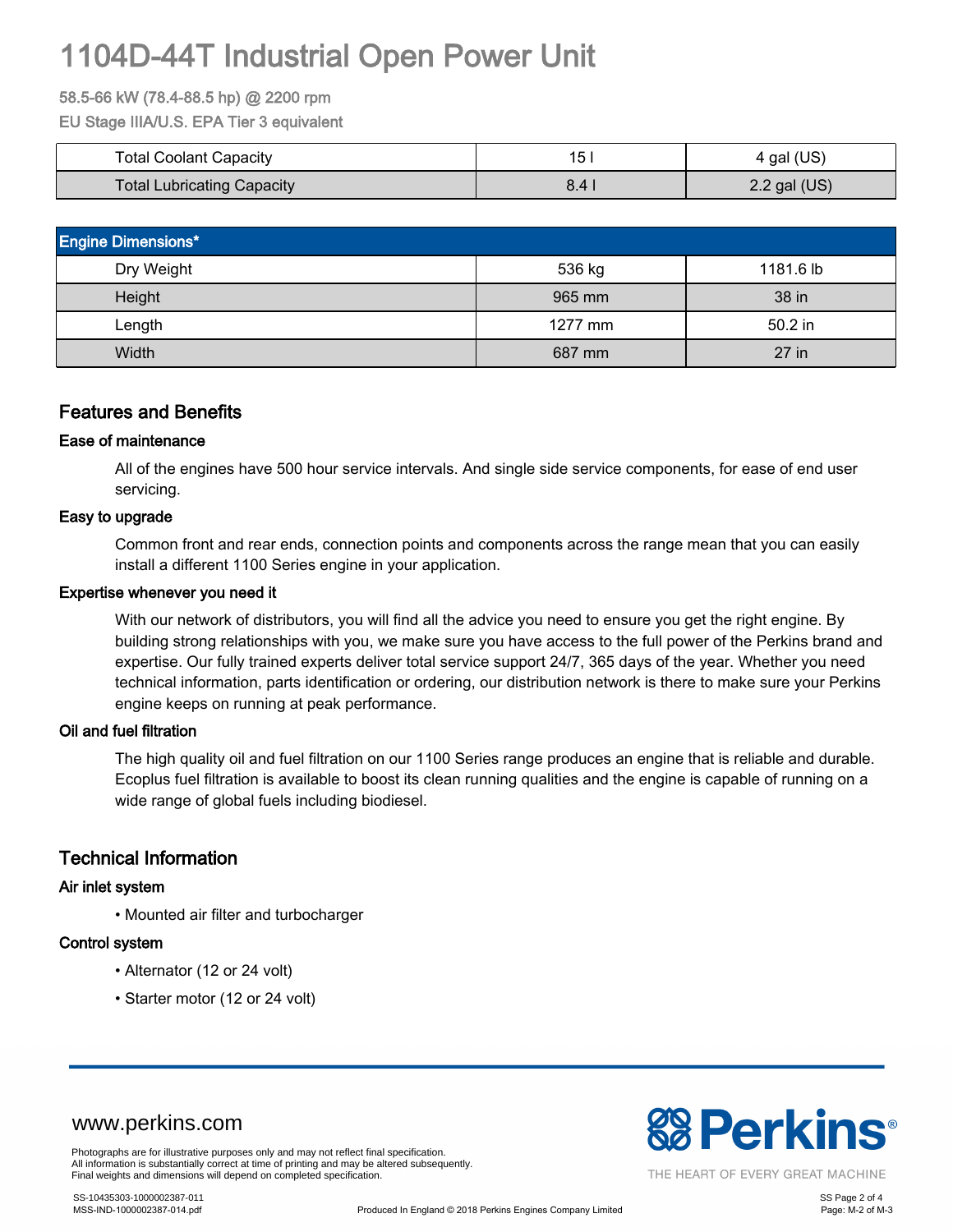# 1104D-44T Industrial Open Power Unit

58.5-66 kW (78.4-88.5 hp) @ 2200 rpm

EU Stage IIIA/U.S. EPA Tier 3 equivalent

| | | |
|---|---|---|
| Total Coolant Capacity | 15 l | 4 gal (US) |
| Total Lubricating Capacity | 8.4 l | 2.2 gal (US) |

| Engine Dimensions* | | |
|---|---|---|
| Dry Weight | 536 kg | 1181.6 lb |
| Height | 965 mm | 38 in |
| Length | 1277 mm | 50.2 in |
| Width | 687 mm | 27 in |

## Features and Benefits

### Ease of maintenance

All of the engines have 500 hour service intervals. And single side service components, for ease of end user servicing.

### Easy to upgrade

Common front and rear ends, connection points and components across the range mean that you can easily install a different 1100 Series engine in your application.

### Expertise whenever you need it

With our network of distributors, you will find all the advice you need to ensure you get the right engine. By building strong relationships with you, we make sure you have access to the full power of the Perkins brand and expertise. Our fully trained experts deliver total service support 24/7, 365 days of the year. Whether you need technical information, parts identification or ordering, our distribution network is there to make sure your Perkins engine keeps on running at peak performance.

### Oil and fuel filtration

The high quality oil and fuel filtration on our 1100 Series range produces an engine that is reliable and durable. Ecoplus fuel filtration is available to boost its clean running qualities and the engine is capable of running on a wide range of global fuels including biodiesel.

## Technical Information

### Air inlet system

- Mounted air filter and turbocharger

### Control system

- Alternator (12 or 24 volt)
- Starter motor (12 or 24 volt)

www.perkins.com

Photographs are for illustrative purposes only and may not reflect final specification.
All information is substantially correct at time of printing and may be altered subsequently.
Final weights and dimensions will depend on completed specification.

Perkins — THE HEART OF EVERY GREAT MACHINE

SS-10435303-1000002387-011
MSS-IND-1000002387-014.pdf

Produced In England © 2018 Perkins Engines Company Limited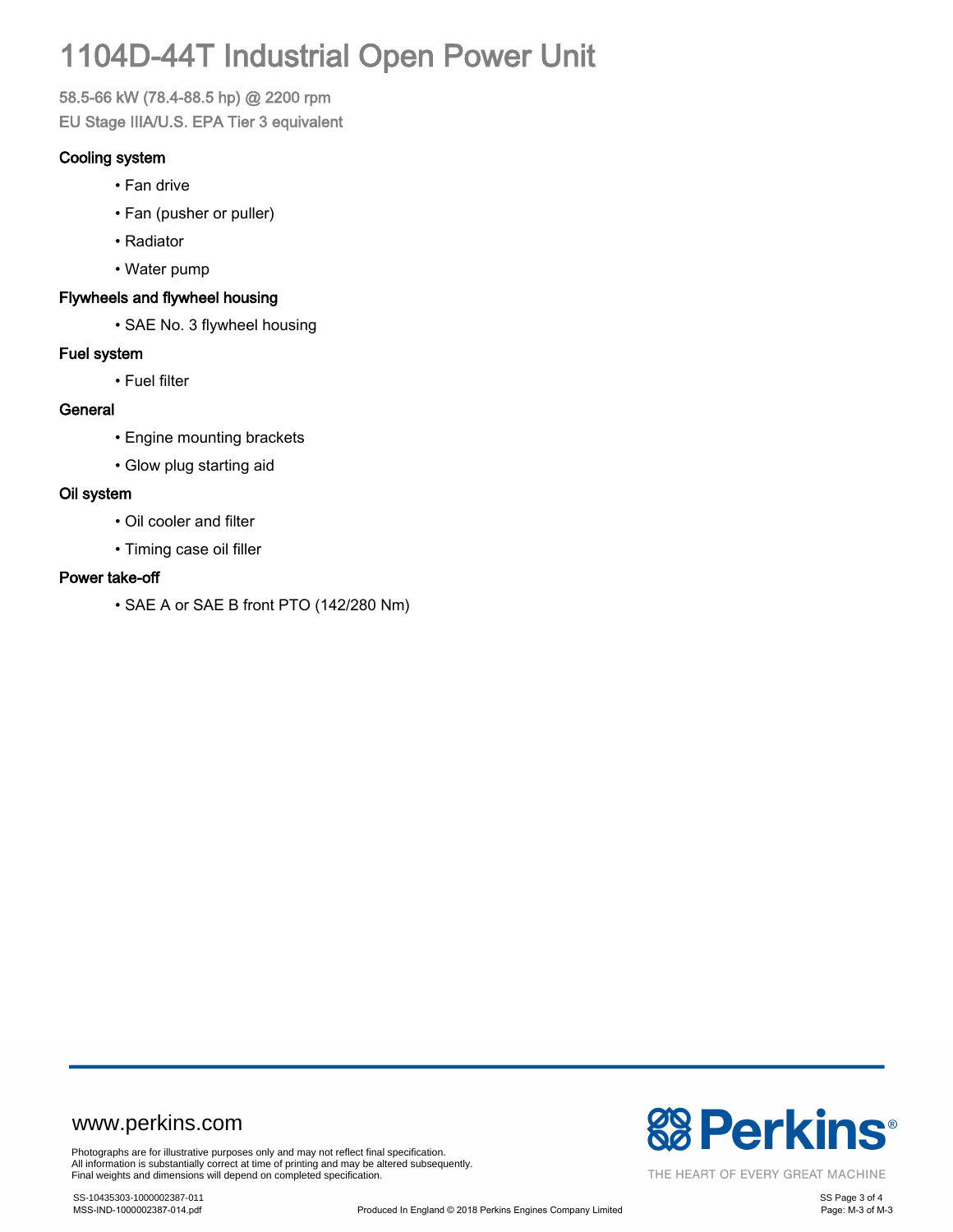# 1104D-44T Industrial Open Power Unit

58.5-66 kW (78.4-88.5 hp) @ 2200 rpm

EU Stage IIIA/U.S. EPA Tier 3 equivalent

### Cooling system

- Fan drive
- Fan (pusher or puller)
- Radiator
- Water pump

### Flywheels and flywheel housing

- SAE No. 3 flywheel housing

### Fuel system

- Fuel filter

### General

- Engine mounting brackets
- Glow plug starting aid

### Oil system

- Oil cooler and filter
- Timing case oil filler

### Power take-off

- SAE A or SAE B front PTO (142/280 Nm)

www.perkins.com

Photographs are for illustrative purposes only and may not reflect final specification.
All information is substantially correct at time of printing and may be altered subsequently.
Final weights and dimensions will depend on completed specification.

SS-10435303-1000002387-011
MSS-IND-1000002387-014.pdf

Produced In England © 2018 Perkins Engines Company Limited

Perkins®
THE HEART OF EVERY GREAT MACHINE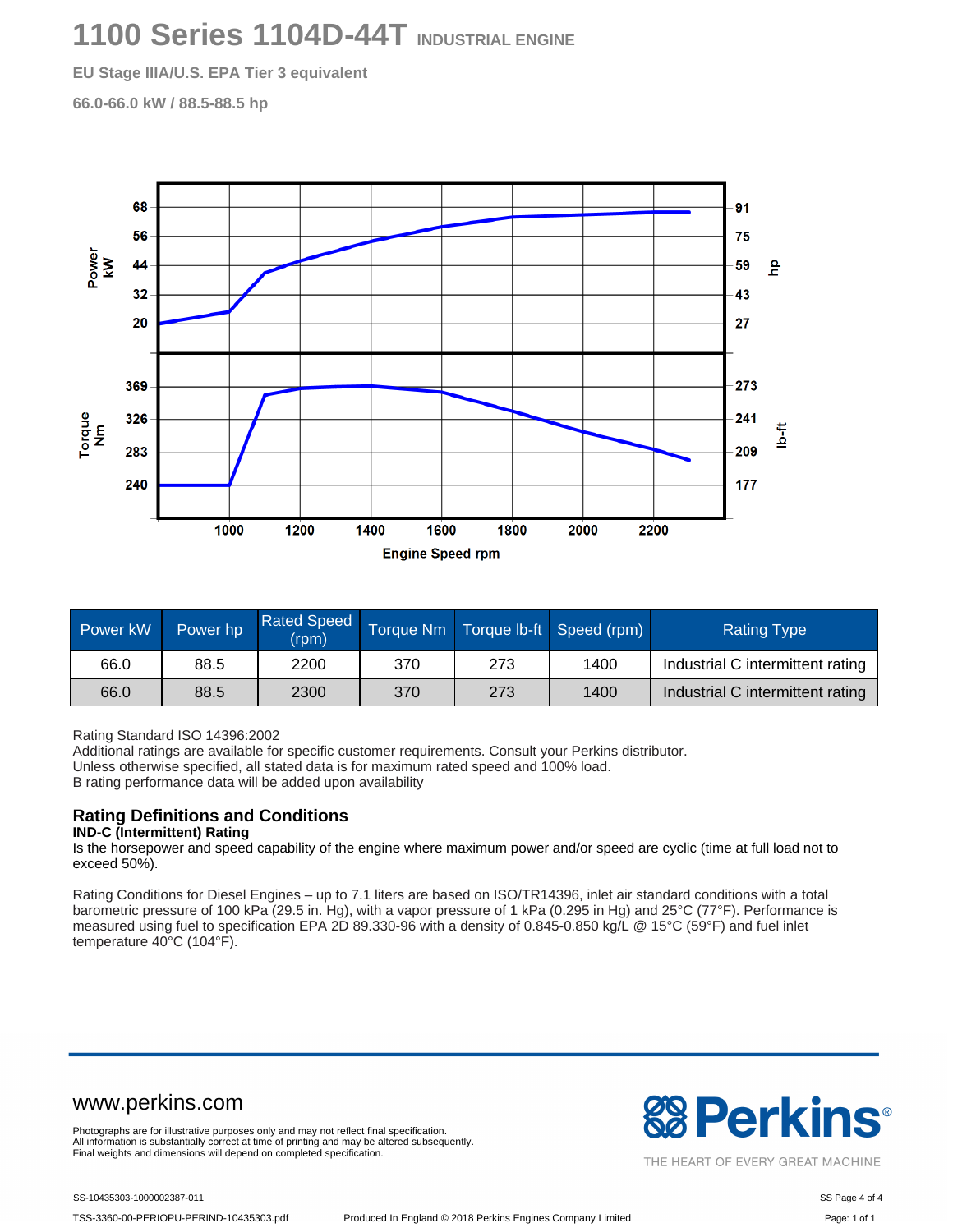# 1100 Series 1104D-44T INDUSTRIAL ENGINE

**EU Stage IIIA/U.S. EPA Tier 3 equivalent**

**66.0-66.0 kW / 88.5-88.5 hp**

Power kW
68
56
44
32
20

hp
91
75
59
43
27

Torque Nm
369
326
283
240

lb-ft
273
241
209
177

1000 1200 1400 1600 1800 2000 2200

Engine Speed rpm

| Power kW | Power hp | Rated Speed (rpm) | Torque Nm | Torque lb-ft | Speed (rpm) | Rating Type |
|---|---|---|---|---|---|---|
| 66.0 | 88.5 | 2200 | 370 | 273 | 1400 | Industrial C intermittent rating |
| 66.0 | 88.5 | 2300 | 370 | 273 | 1400 | Industrial C intermittent rating |

Rating Standard ISO 14396:2002
Additional ratings are available for specific customer requirements. Consult your Perkins distributor.
Unless otherwise specified, all stated data is for maximum rated speed and 100% load.
B rating performance data will be added upon availability

## Rating Definitions and Conditions

**IND-C (Intermittent) Rating**

Is the horsepower and speed capability of the engine where maximum power and/or speed are cyclic (time at full load not to exceed 50%).

Rating Conditions for Diesel Engines – up to 7.1 liters are based on ISO/TR14396, inlet air standard conditions with a total barometric pressure of 100 kPa (29.5 in. Hg), with a vapor pressure of 1 kPa (0.295 in Hg) and 25°C (77°F). Performance is measured using fuel to specification EPA 2D 89.330-96 with a density of 0.845-0.850 kg/L @ 15°C (59°F) and fuel inlet temperature 40°C (104°F).

www.perkins.com

Photographs are for illustrative purposes only and may not reflect final specification.
All information is substantially correct at time of printing and may be altered subsequently.
Final weights and dimensions will depend on completed specification.

Perkins®
THE HEART OF EVERY GREAT MACHINE

SS-10435303-1000002387-011

TSS-3360-00-PERIOPU-PERIND-10435303.pdf

Produced In England © 2018 Perkins Engines Company Limited